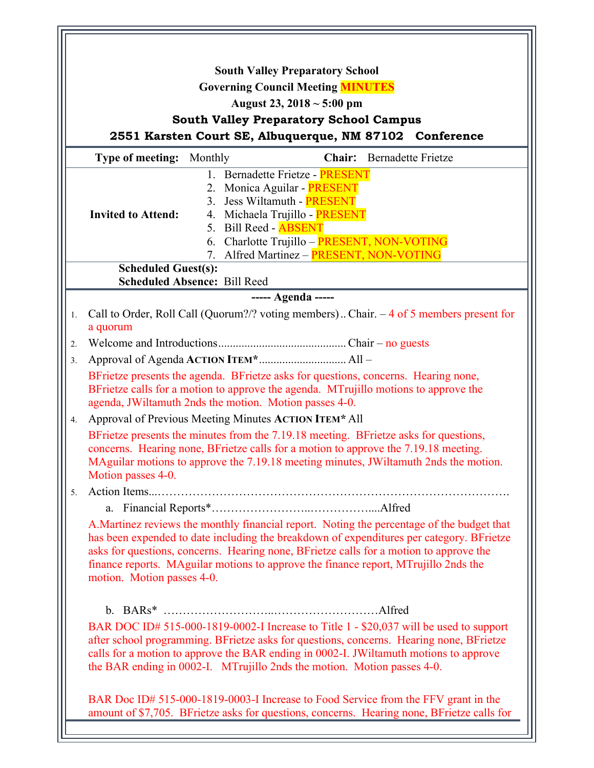**South Valley Preparatory School**

**Governing Council Meeting MINUTES**

**August 23, 2018 ~ 5:00 pm**

**South Valley Preparatory School Campus**

**2551 Karsten Court SE, Albuquerque, NM 87102 Conference**

| | |
|---|---|
| **Type of meeting:** Monthly | **Chair:** Bernadette Frietze |
| **Invited to Attend:** | 1. Bernadette Frietze - PRESENT<br>2. Monica Aguilar - PRESENT<br>3. Jess Wiltamuth - PRESENT<br>4. Michaela Trujillo - PRESENT<br>5. Bill Reed - ABSENT<br>6. Charlotte Trujillo – PRESENT, NON-VOTING<br>7. Alfred Martinez – PRESENT, NON-VOTING |
| **Scheduled Guest(s):** | |
| **Scheduled Absence:** | Bill Reed |

**----- Agenda -----**

1. Call to Order, Roll Call (Quorum?/? voting members).. Chair. – 4 of 5 members present for a quorum
2. Welcome and Introductions........................................... Chair – no guests
3. Approval of Agenda **ACTION ITEM***............................. All –

   BFrietze presents the agenda. BFrietze asks for questions, concerns. Hearing none, BFrietze calls for a motion to approve the agenda. MTrujillo motions to approve the agenda, JWiltamuth 2nds the motion. Motion passes 4-0.

4. Approval of Previous Meeting Minutes **ACTION ITEM*** All

   BFrietze presents the minutes from the 7.19.18 meeting. BFrietze asks for questions, concerns. Hearing none, BFrietze calls for a motion to approve the 7.19.18 meeting. MAguilar motions to approve the 7.19.18 meeting minutes, JWiltamuth 2nds the motion. Motion passes 4-0.

5. Action Items...…………………………………………………………………………….
   a. Financial Reports*……………………..……………....Alfred

   A.Martinez reviews the monthly financial report. Noting the percentage of the budget that has been expended to date including the breakdown of expenditures per category. BFrietze asks for questions, concerns. Hearing none, BFrietze calls for a motion to approve the finance reports. MAguilar motions to approve the finance report, MTrujillo 2nds the motion. Motion passes 4-0.

   b. BARs* ……………………..………………………Alfred

   BAR DOC ID# 515-000-1819-0002-I Increase to Title 1 - $20,037 will be used to support after school programming. BFrietze asks for questions, concerns. Hearing none, BFrietze calls for a motion to approve the BAR ending in 0002-I. JWiltamuth motions to approve the BAR ending in 0002-I. MTrujillo 2nds the motion. Motion passes 4-0.

   BAR Doc ID# 515-000-1819-0003-I Increase to Food Service from the FFV grant in the amount of $7,705. BFrietze asks for questions, concerns. Hearing none, BFrietze calls for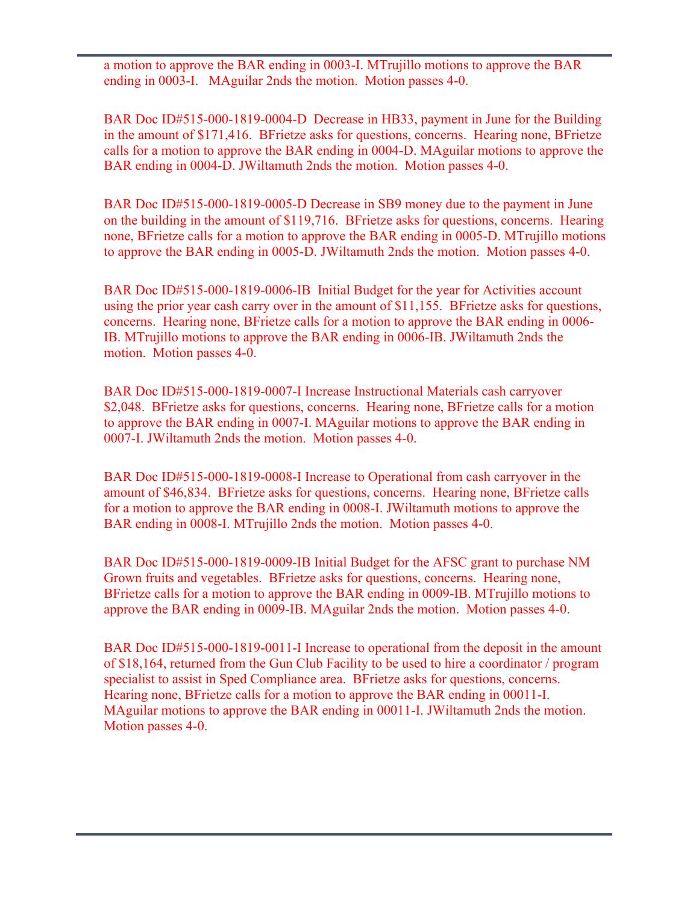a motion to approve the BAR ending in 0003-I. MTrujillo motions to approve the BAR ending in 0003-I. MAguilar 2nds the motion. Motion passes 4-0.

BAR Doc ID#515-000-1819-0004-D Decrease in HB33, payment in June for the Building in the amount of $171,416. BFrietze asks for questions, concerns. Hearing none, BFrietze calls for a motion to approve the BAR ending in 0004-D. MAguilar motions to approve the BAR ending in 0004-D. JWiltamuth 2nds the motion. Motion passes 4-0.

BAR Doc ID#515-000-1819-0005-D Decrease in SB9 money due to the payment in June on the building in the amount of $119,716. BFrietze asks for questions, concerns. Hearing none, BFrietze calls for a motion to approve the BAR ending in 0005-D. MTrujillo motions to approve the BAR ending in 0005-D. JWiltamuth 2nds the motion. Motion passes 4-0.

BAR Doc ID#515-000-1819-0006-IB Initial Budget for the year for Activities account using the prior year cash carry over in the amount of $11,155. BFrietze asks for questions, concerns. Hearing none, BFrietze calls for a motion to approve the BAR ending in 0006-IB. MTrujillo motions to approve the BAR ending in 0006-IB. JWiltamuth 2nds the motion. Motion passes 4-0.

BAR Doc ID#515-000-1819-0007-I Increase Instructional Materials cash carryover $2,048. BFrietze asks for questions, concerns. Hearing none, BFrietze calls for a motion to approve the BAR ending in 0007-I. MAguilar motions to approve the BAR ending in 0007-I. JWiltamuth 2nds the motion. Motion passes 4-0.

BAR Doc ID#515-000-1819-0008-I Increase to Operational from cash carryover in the amount of $46,834. BFrietze asks for questions, concerns. Hearing none, BFrietze calls for a motion to approve the BAR ending in 0008-I. JWiltamuth motions to approve the BAR ending in 0008-I. MTrujillo 2nds the motion. Motion passes 4-0.

BAR Doc ID#515-000-1819-0009-IB Initial Budget for the AFSC grant to purchase NM Grown fruits and vegetables. BFrietze asks for questions, concerns. Hearing none, BFrietze calls for a motion to approve the BAR ending in 0009-IB. MTrujillo motions to approve the BAR ending in 0009-IB. MAguilar 2nds the motion. Motion passes 4-0.

BAR Doc ID#515-000-1819-0011-I Increase to operational from the deposit in the amount of $18,164, returned from the Gun Club Facility to be used to hire a coordinator / program specialist to assist in Sped Compliance area. BFrietze asks for questions, concerns. Hearing none, BFrietze calls for a motion to approve the BAR ending in 00011-I. MAguilar motions to approve the BAR ending in 00011-I. JWiltamuth 2nds the motion. Motion passes 4-0.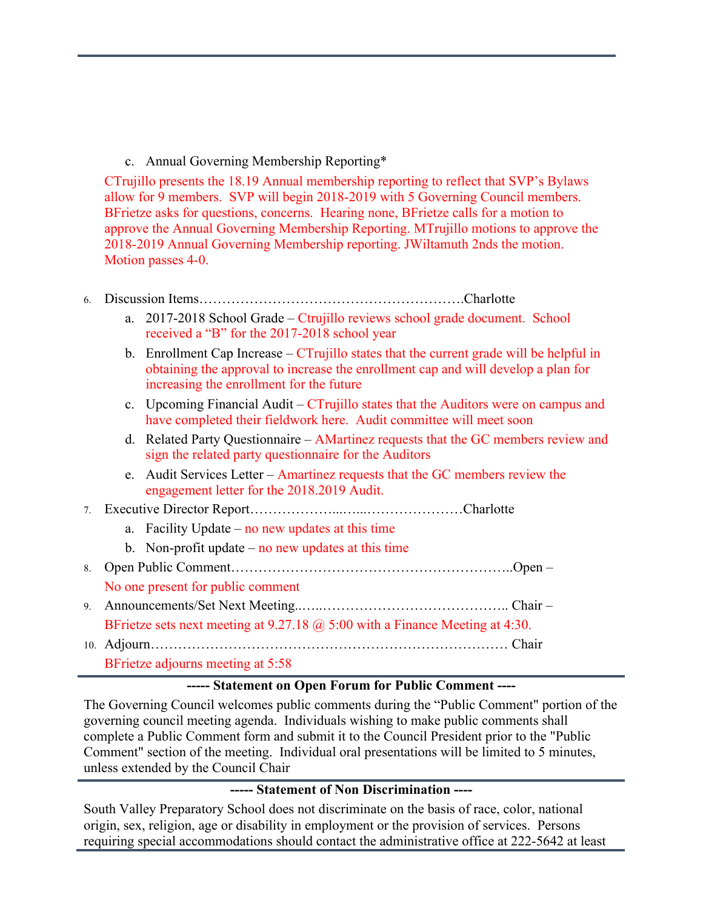c. Annual Governing Membership Reporting*

CTrujillo presents the 18.19 Annual membership reporting to reflect that SVP's Bylaws allow for 9 members. SVP will begin 2018-2019 with 5 Governing Council members. BFrietze asks for questions, concerns. Hearing none, BFrietze calls for a motion to approve the Annual Governing Membership Reporting. MTrujillo motions to approve the 2018-2019 Annual Governing Membership reporting. JWiltamuth 2nds the motion. Motion passes 4-0.

6. Discussion Items…………………………………………………Charlotte
   a. 2017-2018 School Grade – Ctrujillo reviews school grade document. School received a "B" for the 2017-2018 school year
   b. Enrollment Cap Increase – CTrujillo states that the current grade will be helpful in obtaining the approval to increase the enrollment cap and will develop a plan for increasing the enrollment for the future
   c. Upcoming Financial Audit – CTrujillo states that the Auditors were on campus and have completed their fieldwork here. Audit committee will meet soon
   d. Related Party Questionnaire – AMartinez requests that the GC members review and sign the related party questionnaire for the Auditors
   e. Audit Services Letter – Amartinez requests that the GC members review the engagement letter for the 2018.2019 Audit.
7. Executive Director Report………………...…...…………………Charlotte
   a. Facility Update – no new updates at this time
   b. Non-profit update – no new updates at this time
8. Open Public Comment……………………………………………………..Open –

   No one present for public comment
9. Announcements/Set Next Meeting..…..………………………………….. Chair –

   BFrietze sets next meeting at 9.27.18 @ 5:00 with a Finance Meeting at 4:30.
10. Adjourn………………………………………………………………… Chair

    BFrietze adjourns meeting at 5:58

**----- Statement on Open Forum for Public Comment ----**

The Governing Council welcomes public comments during the "Public Comment" portion of the governing council meeting agenda. Individuals wishing to make public comments shall complete a Public Comment form and submit it to the Council President prior to the "Public Comment" section of the meeting. Individual oral presentations will be limited to 5 minutes, unless extended by the Council Chair

**----- Statement of Non Discrimination ----**

South Valley Preparatory School does not discriminate on the basis of race, color, national origin, sex, religion, age or disability in employment or the provision of services. Persons requiring special accommodations should contact the administrative office at 222-5642 at least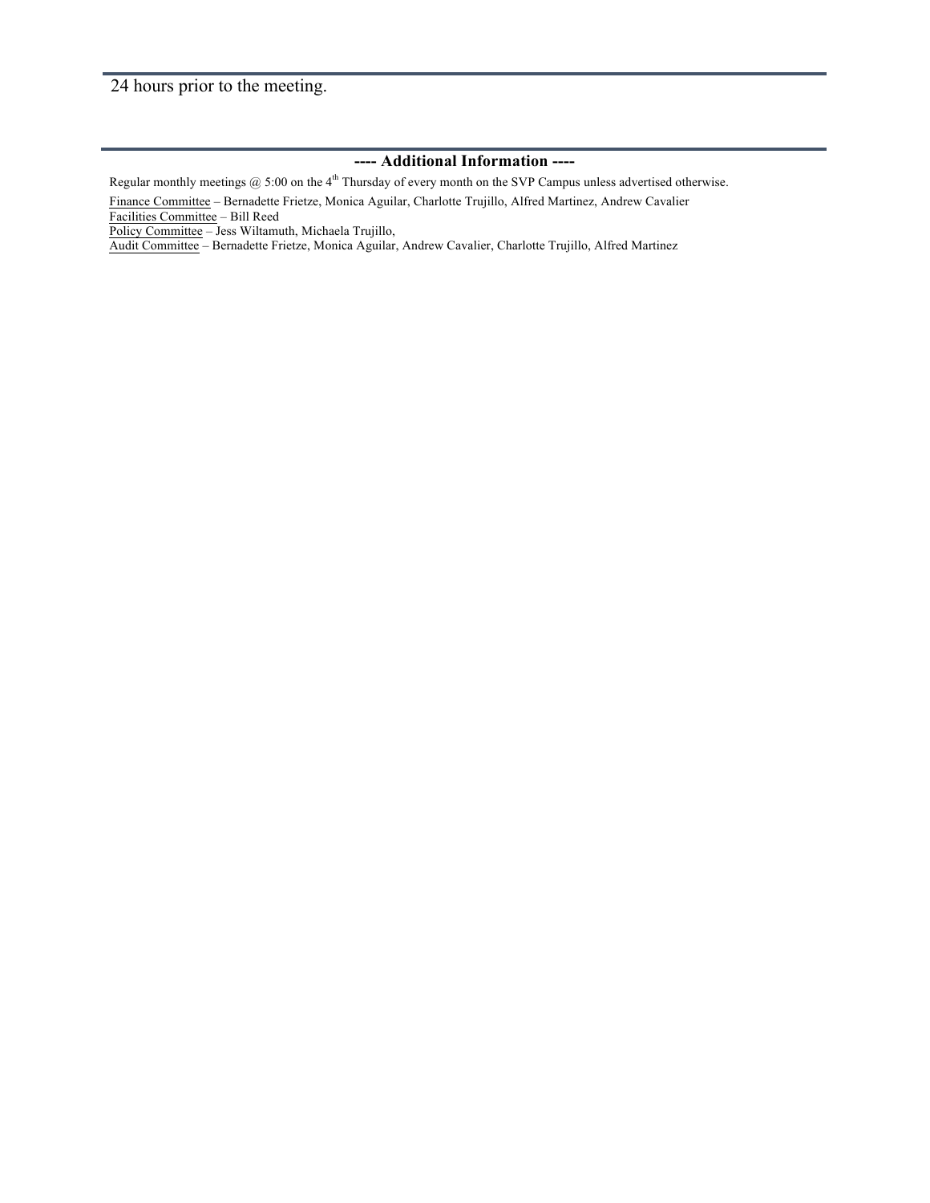24 hours prior to the meeting.

## ---- Additional Information ----

Regular monthly meetings @ 5:00 on the 4th Thursday of every month on the SVP Campus unless advertised otherwise.

Finance Committee – Bernadette Frietze, Monica Aguilar, Charlotte Trujillo, Alfred Martinez, Andrew Cavalier
Facilities Committee – Bill Reed
Policy Committee – Jess Wiltamuth, Michaela Trujillo,
Audit Committee – Bernadette Frietze, Monica Aguilar, Andrew Cavalier, Charlotte Trujillo, Alfred Martinez